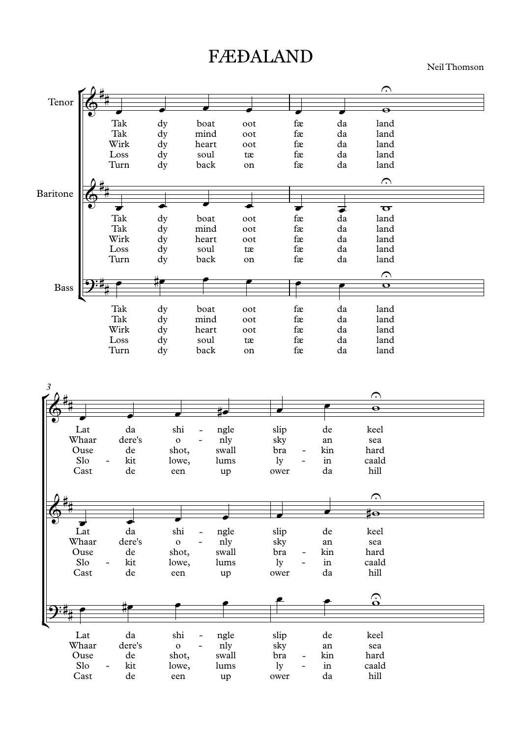# FÆÐALAND

Neil Thomson

Tenor

Baritone

Bass

Tak dy boat oot fæ da land
Tak dy mind oot fæ da land
Wirk dy heart oot fæ da land
Loss dy soul tæ fæ da land
Turn dy back on fæ da land

Lat da shi - ngle slip de keel
Whaar dere's o - nly sky an sea
Ouse de shot, swall bra - kin hard
Slo - kit lowe, lums ly - in caald
Cast de een up ower da hill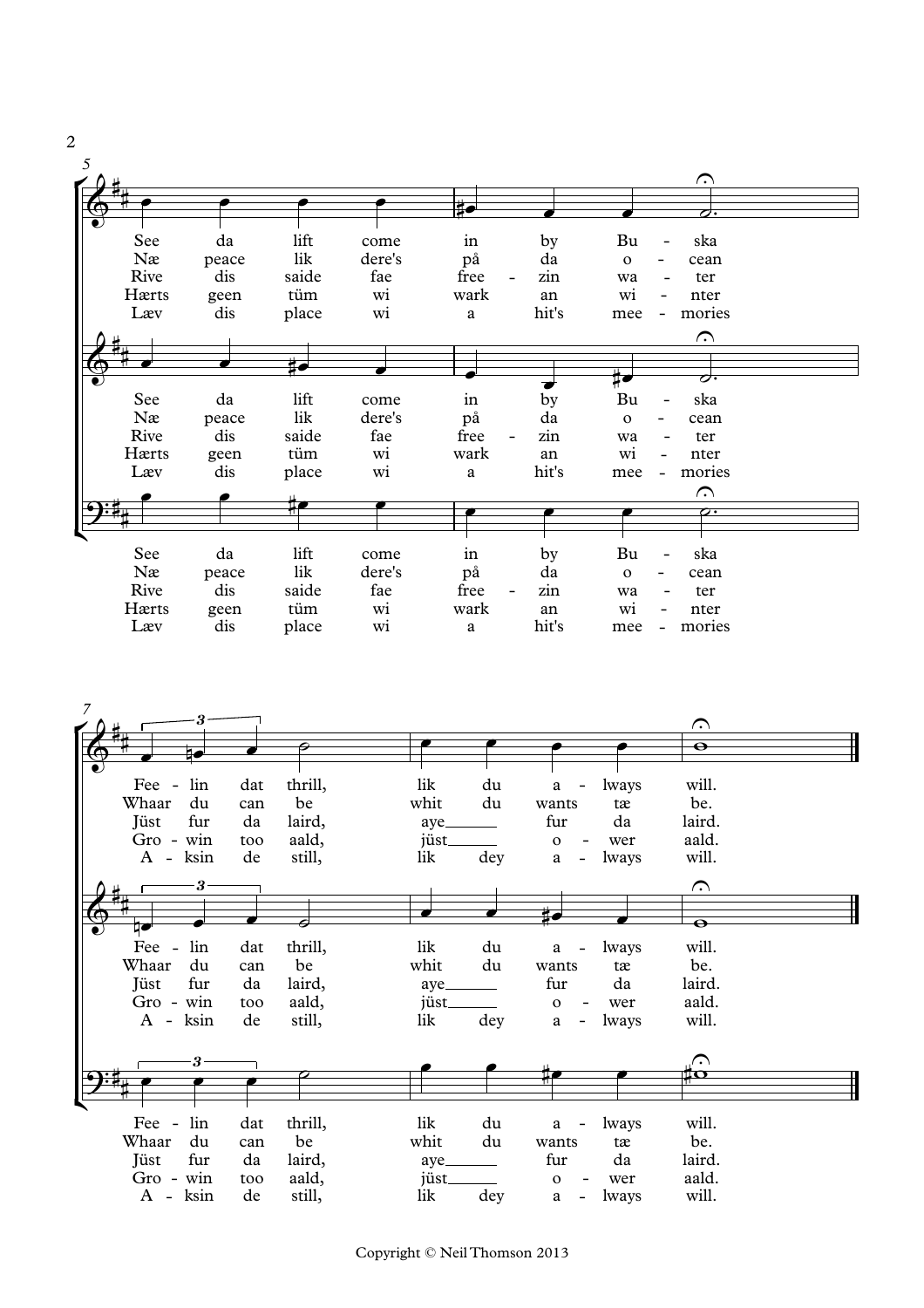See da lift come in by Bu - ska
Næ peace lik dere's på da o - cean
Rive dis saide fae free - zin wa - ter
Hærts geen tüm wi wark an wi - nter
Læv dis place wi a hit's mee - mories

Fee - lin dat thrill, lik du a - lways will.
Whaar du can be whit du wants tæ be.
Jüst fur da laird, aye___ fur da laird.
Gro - win too aald, jüst___ o - wer aald.
A - ksin de still, lik dey a - lways will.

Copyright © Neil Thomson 2013